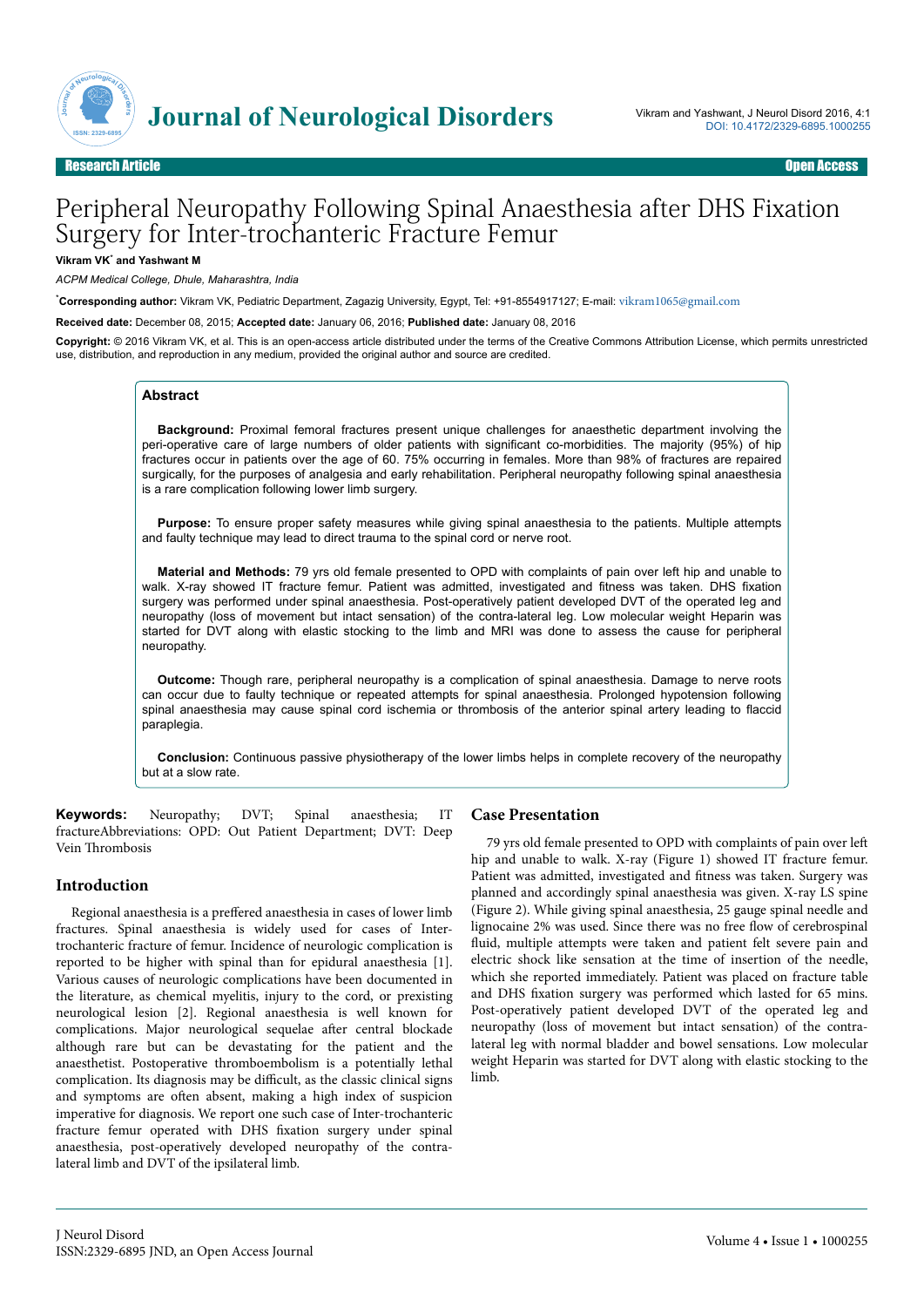# Peripheral Neuropathy Following Spinal Anaesthesia after DHS Fixation Surgery for Inter-trochanteric Fracture Femur

**Vikram VK*** **and Yashwant M**

*ACPM Medical College, Dhule, Maharashtra, India*

***Corresponding author:** Vikram VK, Pediatric Department, Zagazig University, Egypt, Tel: +91-8554917127; E-mail: vikram1065@gmail.com

**Received date:** December 08, 2015; **Accepted date:** January 06, 2016; **Published date:** January 08, 2016

**Copyright:** © 2016 Vikram VK, et al. This is an open-access article distributed under the terms of the Creative Commons Attribution License, which permits unrestricted use, distribution, and reproduction in any medium, provided the original author and source are credited.

## Abstract

**Background:** Proximal femoral fractures present unique challenges for anaesthetic department involving the peri-operative care of large numbers of older patients with significant co-morbidities. The majority (95%) of hip fractures occur in patients over the age of 60. 75% occurring in females. More than 98% of fractures are repaired surgically, for the purposes of analgesia and early rehabilitation. Peripheral neuropathy following spinal anaesthesia is a rare complication following lower limb surgery.

**Purpose:** To ensure proper safety measures while giving spinal anaesthesia to the patients. Multiple attempts and faulty technique may lead to direct trauma to the spinal cord or nerve root.

**Material and Methods:** 79 yrs old female presented to OPD with complaints of pain over left hip and unable to walk. X-ray showed IT fracture femur. Patient was admitted, investigated and fitness was taken. DHS fixation surgery was performed under spinal anaesthesia. Post-operatively patient developed DVT of the operated leg and neuropathy (loss of movement but intact sensation) of the contra-lateral leg. Low molecular weight Heparin was started for DVT along with elastic stocking to the limb and MRI was done to assess the cause for peripheral neuropathy.

**Outcome:** Though rare, peripheral neuropathy is a complication of spinal anaesthesia. Damage to nerve roots can occur due to faulty technique or repeated attempts for spinal anaesthesia. Prolonged hypotension following spinal anaesthesia may cause spinal cord ischemia or thrombosis of the anterior spinal artery leading to flaccid paraplegia.

**Conclusion:** Continuous passive physiotherapy of the lower limbs helps in complete recovery of the neuropathy but at a slow rate.

**Keywords:** Neuropathy; DVT; Spinal anaesthesia; IT fractureAbbreviations: OPD: Out Patient Department; DVT: Deep Vein Thrombosis

## Introduction

Regional anaesthesia is a preffered anaesthesia in cases of lower limb fractures. Spinal anaesthesia is widely used for cases of Inter-trochanteric fracture of femur. Incidence of neurologic complication is reported to be higher with spinal than for epidural anaesthesia [1]. Various causes of neurologic complications have been documented in the literature, as chemical myelitis, injury to the cord, or prexisting neurological lesion [2]. Regional anaesthesia is well known for complications. Major neurological sequelae after central blockade although rare but can be devastating for the patient and the anaesthetist. Postoperative thromboembolism is a potentially lethal complication. Its diagnosis may be difficult, as the classic clinical signs and symptoms are often absent, making a high index of suspicion imperative for diagnosis. We report one such case of Inter-trochanteric fracture femur operated with DHS fixation surgery under spinal anaesthesia, post-operatively developed neuropathy of the contra-lateral limb and DVT of the ipsilateral limb.

## Case Presentation

79 yrs old female presented to OPD with complaints of pain over left hip and unable to walk. X-ray (Figure 1) showed IT fracture femur. Patient was admitted, investigated and fitness was taken. Surgery was planned and accordingly spinal anaesthesia was given. X-ray LS spine (Figure 2). While giving spinal anaesthesia, 25 gauge spinal needle and lignocaine 2% was used. Since there was no free flow of cerebrospinal fluid, multiple attempts were taken and patient felt severe pain and electric shock like sensation at the time of insertion of the needle, which she reported immediately. Patient was placed on fracture table and DHS fixation surgery was performed which lasted for 65 mins. Post-operatively patient developed DVT of the operated leg and neuropathy (loss of movement but intact sensation) of the contra-lateral leg with normal bladder and bowel sensations. Low molecular weight Heparin was started for DVT along with elastic stocking to the limb.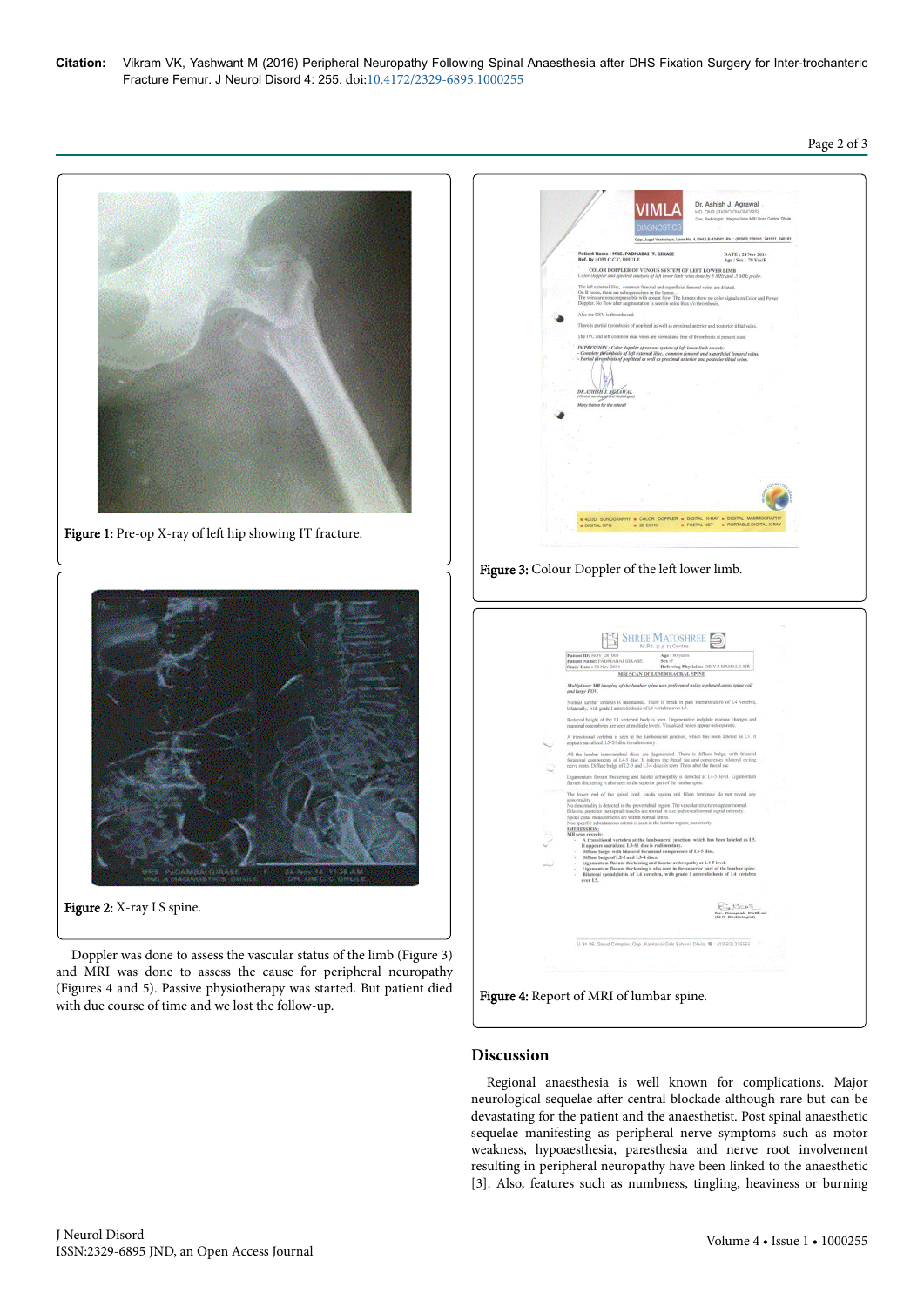Figure 1: Pre-op X-ray of left hip showing IT fracture.

Figure 2: X-ray LS spine.

Doppler was done to assess the vascular status of the limb (Figure 3) and MRI was done to assess the cause for peripheral neuropathy (Figures 4 and 5). Passive physiotherapy was started. But patient died with due course of time and we lost the follow-up.

Figure 3: Colour Doppler of the left lower limb.

Figure 4: Report of MRI of lumbar spine.

## Discussion

Regional anaesthesia is well known for complications. Major neurological sequelae after central blockade although rare but can be devastating for the patient and the anaesthetist. Post spinal anaesthetic sequelae manifesting as peripheral nerve symptoms such as motor weakness, hypoaesthesia, paresthesia and nerve root involvement resulting in peripheral neuropathy have been linked to the anaesthetic [3]. Also, features such as numbness, tingling, heaviness or burning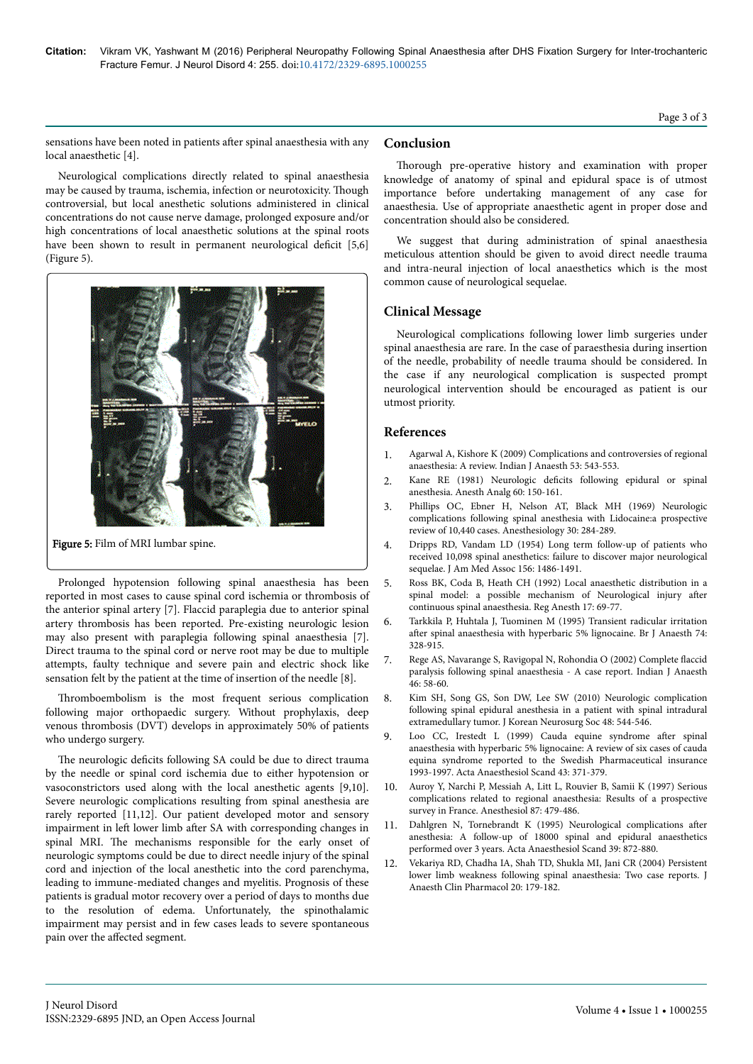sensations have been noted in patients after spinal anaesthesia with any local anaesthetic [4].

Neurological complications directly related to spinal anaesthesia may be caused by trauma, ischemia, infection or neurotoxicity. Though controversial, but local anesthetic solutions administered in clinical concentrations do not cause nerve damage, prolonged exposure and/or high concentrations of local anaesthetic solutions at the spinal roots have been shown to result in permanent neurological deficit [5,6] (Figure 5).

**Figure 5:** Film of MRI lumbar spine.

Prolonged hypotension following spinal anaesthesia has been reported in most cases to cause spinal cord ischemia or thrombosis of the anterior spinal artery [7]. Flaccid paraplegia due to anterior spinal artery thrombosis has been reported. Pre-existing neurologic lesion may also present with paraplegia following spinal anaesthesia [7]. Direct trauma to the spinal cord or nerve root may be due to multiple attempts, faulty technique and severe pain and electric shock like sensation felt by the patient at the time of insertion of the needle [8].

Thromboembolism is the most frequent serious complication following major orthopaedic surgery. Without prophylaxis, deep venous thrombosis (DVT) develops in approximately 50% of patients who undergo surgery.

The neurologic deficits following SA could be due to direct trauma by the needle or spinal cord ischemia due to either hypotension or vasoconstrictors used along with the local anesthetic agents [9,10]. Severe neurologic complications resulting from spinal anesthesia are rarely reported [11,12]. Our patient developed motor and sensory impairment in left lower limb after SA with corresponding changes in spinal MRI. The mechanisms responsible for the early onset of neurologic symptoms could be due to direct needle injury of the spinal cord and injection of the local anesthetic into the cord parenchyma, leading to immune-mediated changes and myelitis. Prognosis of these patients is gradual motor recovery over a period of days to months due to the resolution of edema. Unfortunately, the spinothalamic impairment may persist and in few cases leads to severe spontaneous pain over the affected segment.

## Conclusion

Thorough pre-operative history and examination with proper knowledge of anatomy of spinal and epidural space is of utmost importance before undertaking management of any case for anaesthesia. Use of appropriate anaesthetic agent in proper dose and concentration should also be considered.

We suggest that during administration of spinal anaesthesia meticulous attention should be given to avoid direct needle trauma and intra-neural injection of local anaesthetics which is the most common cause of neurological sequelae.

## Clinical Message

Neurological complications following lower limb surgeries under spinal anaesthesia are rare. In the case of paraesthesia during insertion of the needle, probability of needle trauma should be considered. In the case if any neurological complication is suspected prompt neurological intervention should be encouraged as patient is our utmost priority.

## References

1. Agarwal A, Kishore K (2009) Complications and controversies of regional anaesthesia: A review. Indian J Anaesth 53: 543-553.
2. Kane RE (1981) Neurologic deficits following epidural or spinal anesthesia. Anesth Analg 60: 150-161.
3. Phillips OC, Ebner H, Nelson AT, Black MH (1969) Neurologic complications following spinal anesthesia with Lidocaine:a prospective review of 10,440 cases. Anesthesiology 30: 284-289.
4. Dripps RD, Vandam LD (1954) Long term follow-up of patients who received 10,098 spinal anesthetics: failure to discover major neurological sequelae. J Am Med Assoc 156: 1486-1491.
5. Ross BK, Coda B, Heath CH (1992) Local anaesthetic distribution in a spinal model: a possible mechanism of Neurological injury after continuous spinal anaesthesia. Reg Anesth 17: 69-77.
6. Tarkkila P, Huhtala J, Tuominen M (1995) Transient radicular irritation after spinal anaesthesia with hyperbaric 5% lignocaine. Br J Anaesth 74: 328-915.
7. Rege AS, Navarange S, Ravigopal N, Rohondia O (2002) Complete flaccid paralysis following spinal anaesthesia - A case report. Indian J Anaesth 46: 58-60.
8. Kim SH, Song GS, Son DW, Lee SW (2010) Neurologic complication following spinal epidural anesthesia in a patient with spinal intradural extramedullary tumor. J Korean Neurosurg Soc 48: 544-546.
9. Loo CC, Irestedt L (1999) Cauda equine syndrome after spinal anaesthesia with hyperbaric 5% lignocaine: A review of six cases of cauda equina syndrome reported to the Swedish Pharmaceutical insurance 1993-1997. Acta Anaesthesiol Scand 43: 371-379.
10. Auroy Y, Narchi P, Messiah A, Litt L, Rouvier B, Samii K (1997) Serious complications related to regional anaesthesia: Results of a prospective survey in France. Anesthesiol 87: 479-486.
11. Dahlgren N, Tornebrandt K (1995) Neurological complications after anesthesia: A follow-up of 18000 spinal and epidural anaesthetics performed over 3 years. Acta Anaesthesiol Scand 39: 872-880.
12. Vekariya RD, Chadha IA, Shah TD, Shukla MI, Jani CR (2004) Persistent lower limb weakness following spinal anaesthesia: Two case reports. J Anaesth Clin Pharmacol 20: 179-182.